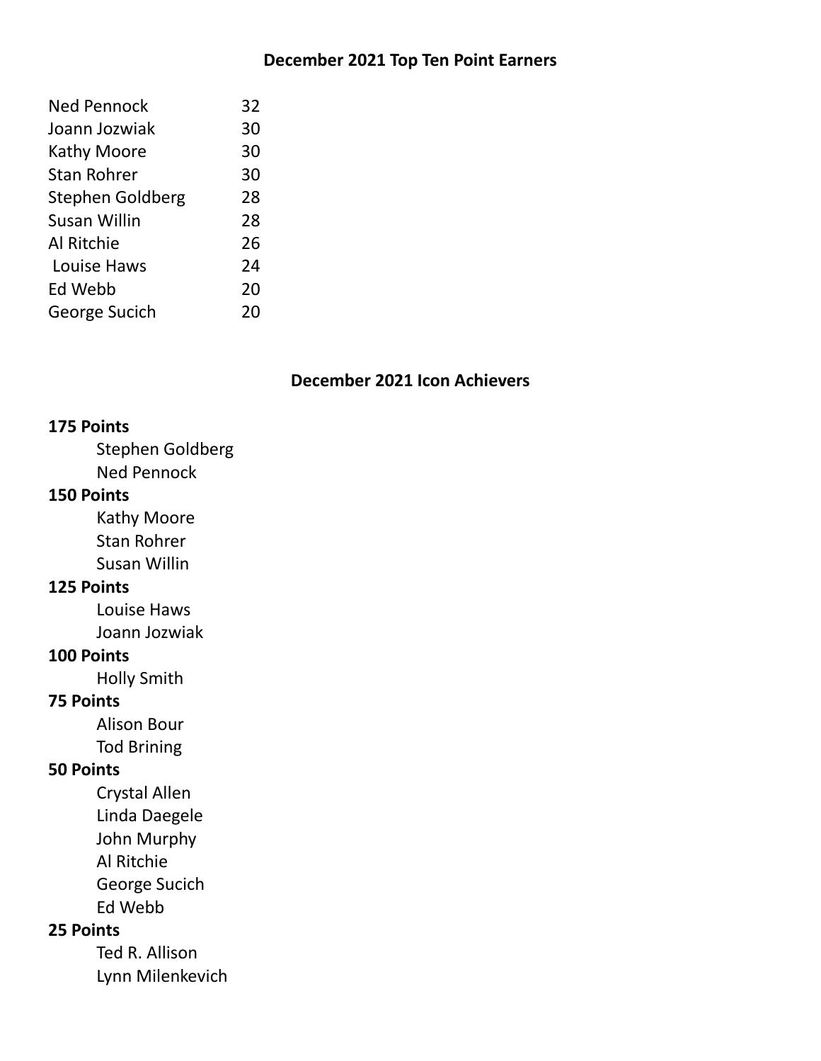## December 2021 Top Ten Point Earners

| Name | Points |
|---|---|
| Ned Pennock | 32 |
| Joann Jozwiak | 30 |
| Kathy Moore | 30 |
| Stan Rohrer | 30 |
| Stephen Goldberg | 28 |
| Susan Willin | 28 |
| Al Ritchie | 26 |
| Louise Haws | 24 |
| Ed Webb | 20 |
| George Sucich | 20 |

## December 2021 Icon Achievers

**175 Points**

- Stephen Goldberg
- Ned Pennock

**150 Points**

- Kathy Moore
- Stan Rohrer
- Susan Willin

**125 Points**

- Louise Haws
- Joann Jozwiak

**100 Points**

- Holly Smith

**75 Points**

- Alison Bour
- Tod Brining

**50 Points**

- Crystal Allen
- Linda Daegele
- John Murphy
- Al Ritchie
- George Sucich
- Ed Webb

**25 Points**

- Ted R. Allison
- Lynn Milenkevich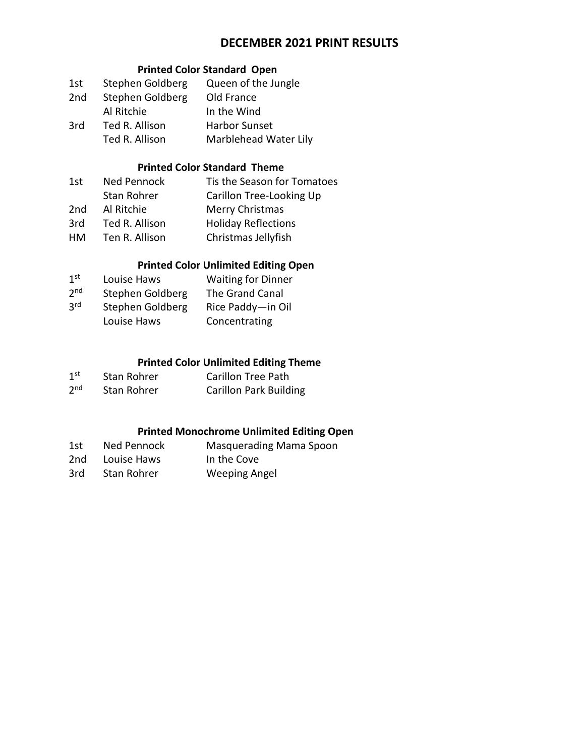# DECEMBER 2021 PRINT RESULTS

### Printed Color Standard Open

| | | |
|---|---|---|
| 1st | Stephen Goldberg | Queen of the Jungle |
| 2nd | Stephen Goldberg | Old France |
| | Al Ritchie | In the Wind |
| 3rd | Ted R. Allison | Harbor Sunset |
| | Ted R. Allison | Marblehead Water Lily |

### Printed Color Standard Theme

| | | |
|---|---|---|
| 1st | Ned Pennock | Tis the Season for Tomatoes |
| | Stan Rohrer | Carillon Tree-Looking Up |
| 2nd | Al Ritchie | Merry Christmas |
| 3rd | Ted R. Allison | Holiday Reflections |
| HM | Ten R. Allison | Christmas Jellyfish |

### Printed Color Unlimited Editing Open

| | | |
|---|---|---|
| 1st | Louise Haws | Waiting for Dinner |
| 2nd | Stephen Goldberg | The Grand Canal |
| 3rd | Stephen Goldberg | Rice Paddy—in Oil |
| | Louise Haws | Concentrating |

### Printed Color Unlimited Editing Theme

| | | |
|---|---|---|
| 1st | Stan Rohrer | Carillon Tree Path |
| 2nd | Stan Rohrer | Carillon Park Building |

### Printed Monochrome Unlimited Editing Open

| | | |
|---|---|---|
| 1st | Ned Pennock | Masquerading Mama Spoon |
| 2nd | Louise Haws | In the Cove |
| 3rd | Stan Rohrer | Weeping Angel |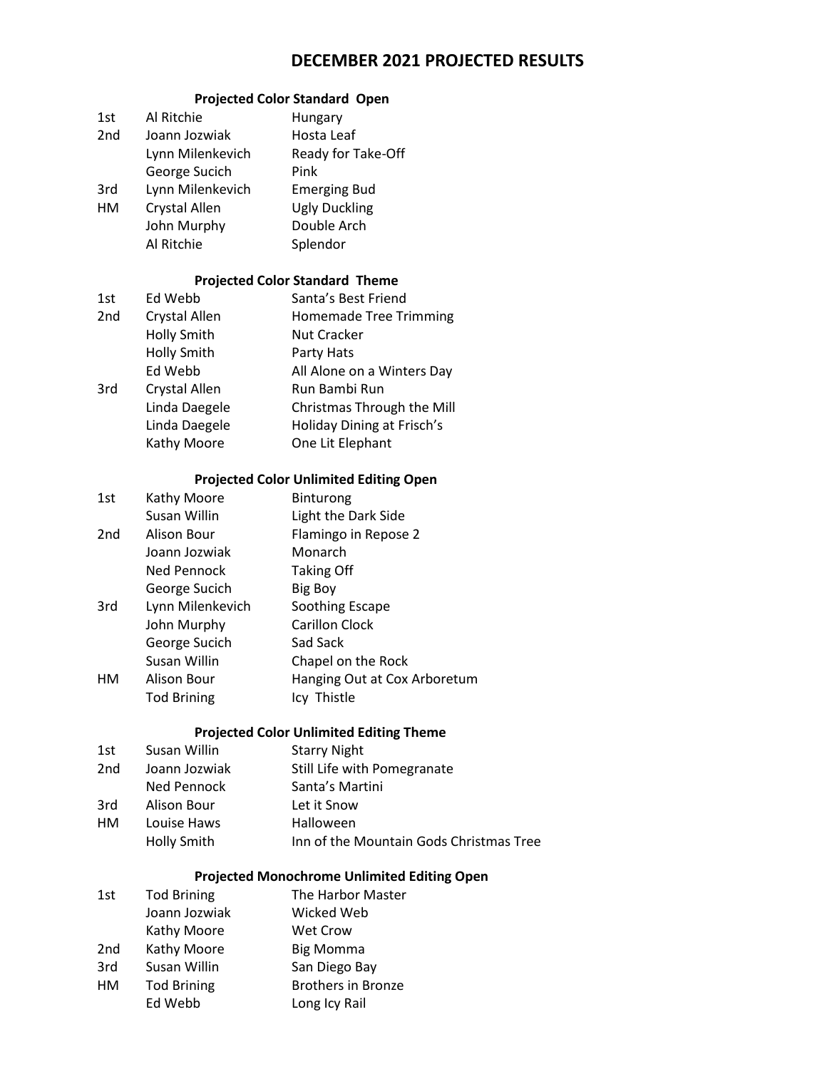# DECEMBER 2021 PROJECTED RESULTS

### Projected Color Standard Open

| | | |
|---|---|---|
| 1st | Al Ritchie | Hungary |
| 2nd | Joann Jozwiak | Hosta Leaf |
| | Lynn Milenkevich | Ready for Take-Off |
| | George Sucich | Pink |
| 3rd | Lynn Milenkevich | Emerging Bud |
| HM | Crystal Allen | Ugly Duckling |
| | John Murphy | Double Arch |
| | Al Ritchie | Splendor |

### Projected Color Standard Theme

| | | |
|---|---|---|
| 1st | Ed Webb | Santa's Best Friend |
| 2nd | Crystal Allen | Homemade Tree Trimming |
| | Holly Smith | Nut Cracker |
| | Holly Smith | Party Hats |
| | Ed Webb | All Alone on a Winters Day |
| 3rd | Crystal Allen | Run Bambi Run |
| | Linda Daegele | Christmas Through the Mill |
| | Linda Daegele | Holiday Dining at Frisch's |
| | Kathy Moore | One Lit Elephant |

### Projected Color Unlimited Editing Open

| | | |
|---|---|---|
| 1st | Kathy Moore | Binturong |
| | Susan Willin | Light the Dark Side |
| 2nd | Alison Bour | Flamingo in Repose 2 |
| | Joann Jozwiak | Monarch |
| | Ned Pennock | Taking Off |
| | George Sucich | Big Boy |
| 3rd | Lynn Milenkevich | Soothing Escape |
| | John Murphy | Carillon Clock |
| | George Sucich | Sad Sack |
| | Susan Willin | Chapel on the Rock |
| HM | Alison Bour | Hanging Out at Cox Arboretum |
| | Tod Brining | Icy Thistle |

### Projected Color Unlimited Editing Theme

| | | |
|---|---|---|
| 1st | Susan Willin | Starry Night |
| 2nd | Joann Jozwiak | Still Life with Pomegranate |
| | Ned Pennock | Santa's Martini |
| 3rd | Alison Bour | Let it Snow |
| HM | Louise Haws | Halloween |
| | Holly Smith | Inn of the Mountain Gods Christmas Tree |

### Projected Monochrome Unlimited Editing Open

| | | |
|---|---|---|
| 1st | Tod Brining | The Harbor Master |
| | Joann Jozwiak | Wicked Web |
| | Kathy Moore | Wet Crow |
| 2nd | Kathy Moore | Big Momma |
| 3rd | Susan Willin | San Diego Bay |
| HM | Tod Brining | Brothers in Bronze |
| | Ed Webb | Long Icy Rail |